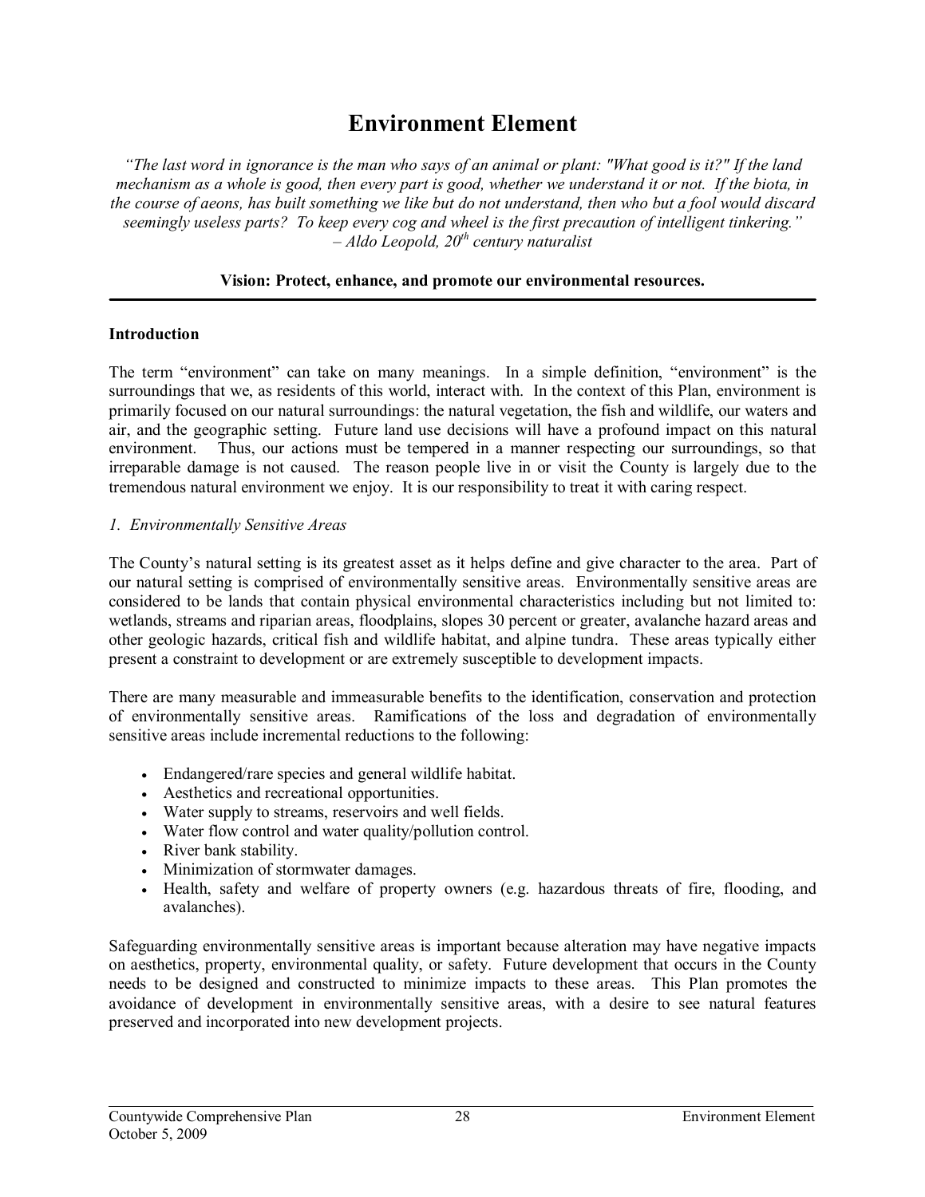# Environment Element

*"The last word in ignorance is the man who says of an animal or plant: "What good is it?" If the land mechanism as a whole is good, then every part is good, whether we understand it or not. If the biota, in the course of aeons, has built something we like but do not understand, then who but a fool would discard seemingly useless parts? To keep every cog and wheel is the first precaution of intelligent tinkering."*
*– Aldo Leopold, 20th century naturalist*

**Vision: Protect, enhance, and promote our environmental resources.**

---

**Introduction**

The term "environment" can take on many meanings. In a simple definition, "environment" is the surroundings that we, as residents of this world, interact with. In the context of this Plan, environment is primarily focused on our natural surroundings: the natural vegetation, the fish and wildlife, our waters and air, and the geographic setting. Future land use decisions will have a profound impact on this natural environment. Thus, our actions must be tempered in a manner respecting our surroundings, so that irreparable damage is not caused. The reason people live in or visit the County is largely due to the tremendous natural environment we enjoy. It is our responsibility to treat it with caring respect.

*1. Environmentally Sensitive Areas*

The County's natural setting is its greatest asset as it helps define and give character to the area. Part of our natural setting is comprised of environmentally sensitive areas. Environmentally sensitive areas are considered to be lands that contain physical environmental characteristics including but not limited to: wetlands, streams and riparian areas, floodplains, slopes 30 percent or greater, avalanche hazard areas and other geologic hazards, critical fish and wildlife habitat, and alpine tundra. These areas typically either present a constraint to development or are extremely susceptible to development impacts.

There are many measurable and immeasurable benefits to the identification, conservation and protection of environmentally sensitive areas. Ramifications of the loss and degradation of environmentally sensitive areas include incremental reductions to the following:

- Endangered/rare species and general wildlife habitat.
- Aesthetics and recreational opportunities.
- Water supply to streams, reservoirs and well fields.
- Water flow control and water quality/pollution control.
- River bank stability.
- Minimization of stormwater damages.
- Health, safety and welfare of property owners (e.g. hazardous threats of fire, flooding, and avalanches).

Safeguarding environmentally sensitive areas is important because alteration may have negative impacts on aesthetics, property, environmental quality, or safety. Future development that occurs in the County needs to be designed and constructed to minimize impacts to these areas. This Plan promotes the avoidance of development in environmentally sensitive areas, with a desire to see natural features preserved and incorporated into new development projects.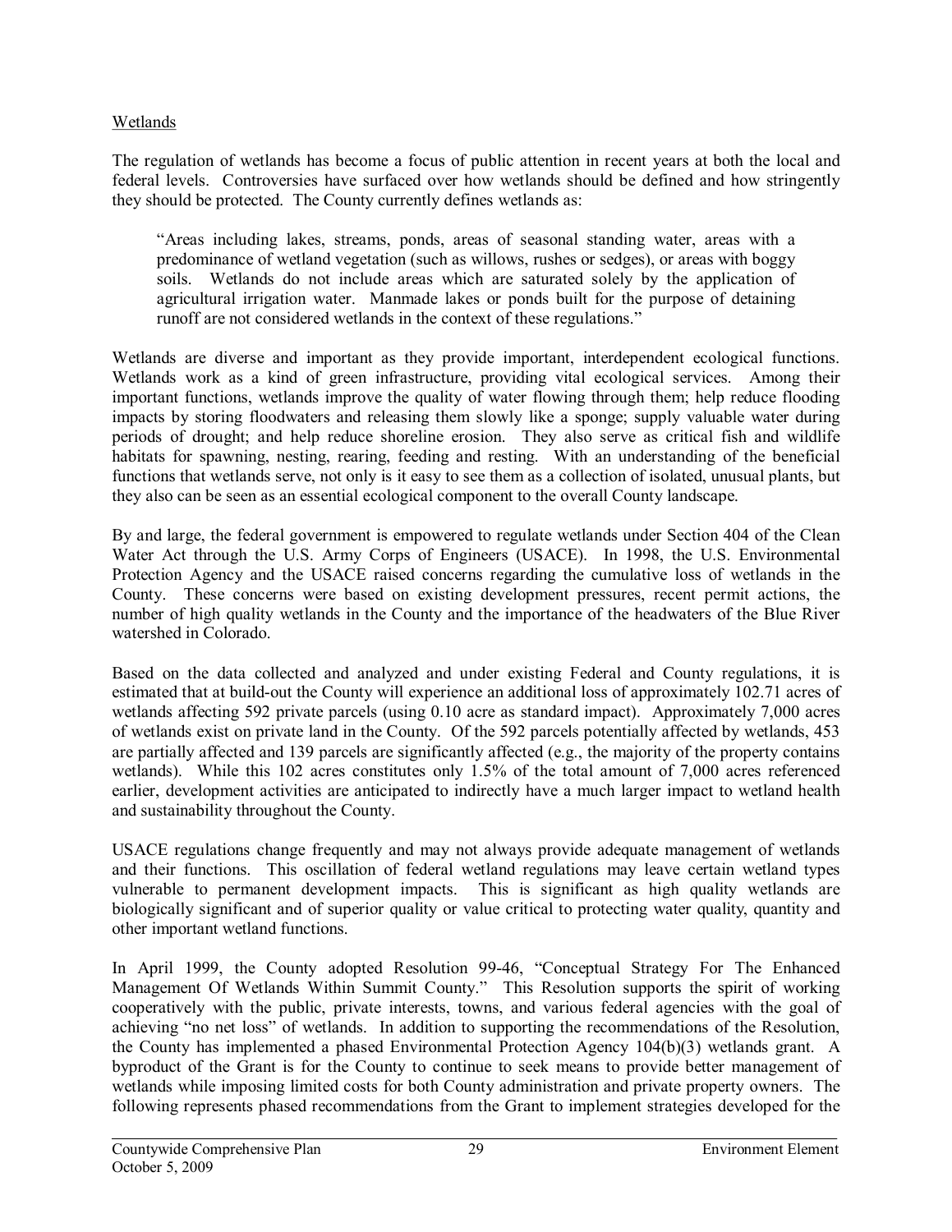## Wetlands

The regulation of wetlands has become a focus of public attention in recent years at both the local and federal levels. Controversies have surfaced over how wetlands should be defined and how stringently they should be protected. The County currently defines wetlands as:

> "Areas including lakes, streams, ponds, areas of seasonal standing water, areas with a predominance of wetland vegetation (such as willows, rushes or sedges), or areas with boggy soils. Wetlands do not include areas which are saturated solely by the application of agricultural irrigation water. Manmade lakes or ponds built for the purpose of detaining runoff are not considered wetlands in the context of these regulations."

Wetlands are diverse and important as they provide important, interdependent ecological functions. Wetlands work as a kind of green infrastructure, providing vital ecological services. Among their important functions, wetlands improve the quality of water flowing through them; help reduce flooding impacts by storing floodwaters and releasing them slowly like a sponge; supply valuable water during periods of drought; and help reduce shoreline erosion. They also serve as critical fish and wildlife habitats for spawning, nesting, rearing, feeding and resting. With an understanding of the beneficial functions that wetlands serve, not only is it easy to see them as a collection of isolated, unusual plants, but they also can be seen as an essential ecological component to the overall County landscape.

By and large, the federal government is empowered to regulate wetlands under Section 404 of the Clean Water Act through the U.S. Army Corps of Engineers (USACE). In 1998, the U.S. Environmental Protection Agency and the USACE raised concerns regarding the cumulative loss of wetlands in the County. These concerns were based on existing development pressures, recent permit actions, the number of high quality wetlands in the County and the importance of the headwaters of the Blue River watershed in Colorado.

Based on the data collected and analyzed and under existing Federal and County regulations, it is estimated that at build-out the County will experience an additional loss of approximately 102.71 acres of wetlands affecting 592 private parcels (using 0.10 acre as standard impact). Approximately 7,000 acres of wetlands exist on private land in the County. Of the 592 parcels potentially affected by wetlands, 453 are partially affected and 139 parcels are significantly affected (e.g., the majority of the property contains wetlands). While this 102 acres constitutes only 1.5% of the total amount of 7,000 acres referenced earlier, development activities are anticipated to indirectly have a much larger impact to wetland health and sustainability throughout the County.

USACE regulations change frequently and may not always provide adequate management of wetlands and their functions. This oscillation of federal wetland regulations may leave certain wetland types vulnerable to permanent development impacts. This is significant as high quality wetlands are biologically significant and of superior quality or value critical to protecting water quality, quantity and other important wetland functions.

In April 1999, the County adopted Resolution 99-46, "Conceptual Strategy For The Enhanced Management Of Wetlands Within Summit County." This Resolution supports the spirit of working cooperatively with the public, private interests, towns, and various federal agencies with the goal of achieving "no net loss" of wetlands. In addition to supporting the recommendations of the Resolution, the County has implemented a phased Environmental Protection Agency 104(b)(3) wetlands grant. A byproduct of the Grant is for the County to continue to seek means to provide better management of wetlands while imposing limited costs for both County administration and private property owners. The following represents phased recommendations from the Grant to implement strategies developed for the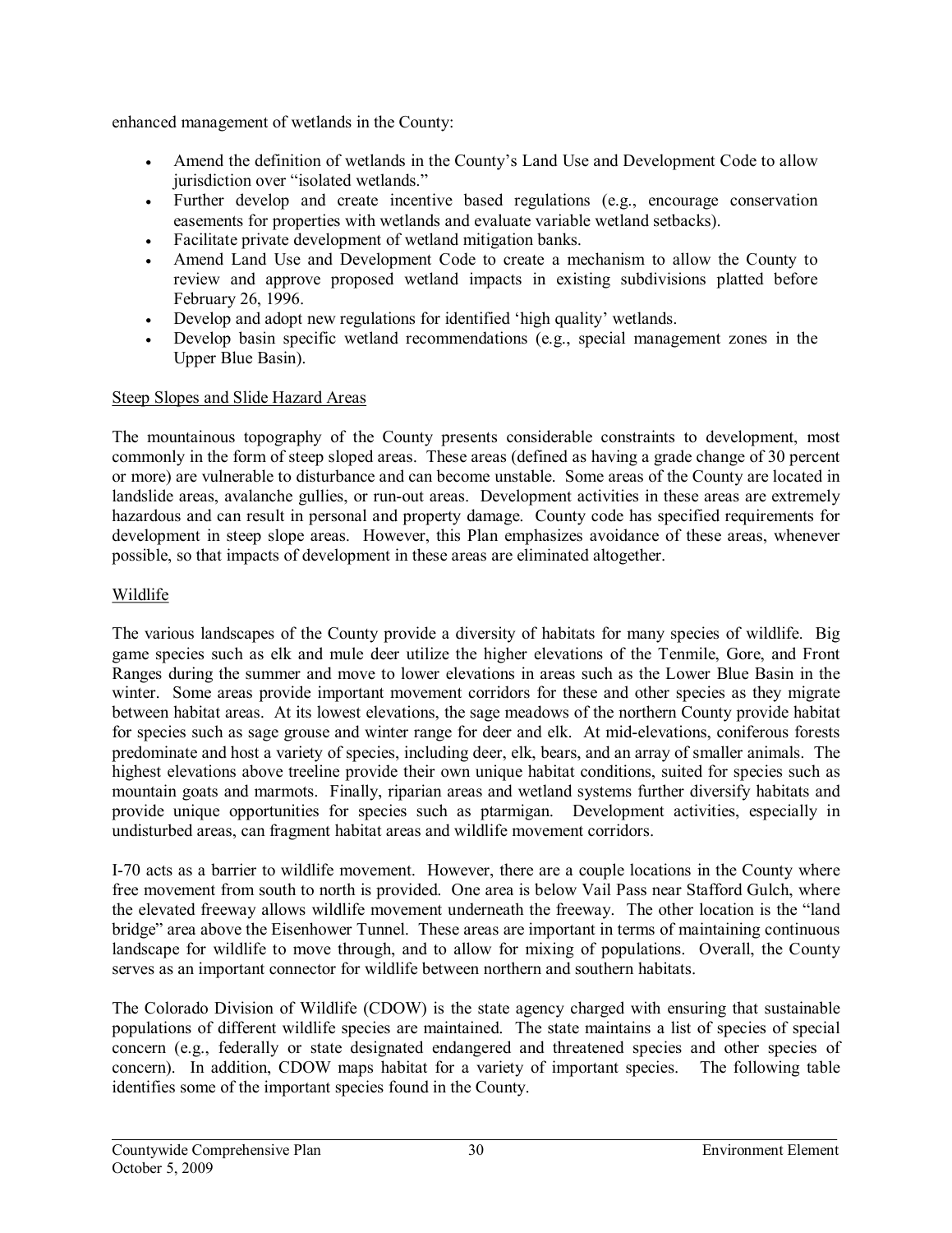enhanced management of wetlands in the County:

- Amend the definition of wetlands in the County's Land Use and Development Code to allow jurisdiction over "isolated wetlands."
- Further develop and create incentive based regulations (e.g., encourage conservation easements for properties with wetlands and evaluate variable wetland setbacks).
- Facilitate private development of wetland mitigation banks.
- Amend Land Use and Development Code to create a mechanism to allow the County to review and approve proposed wetland impacts in existing subdivisions platted before February 26, 1996.
- Develop and adopt new regulations for identified 'high quality' wetlands.
- Develop basin specific wetland recommendations (e.g., special management zones in the Upper Blue Basin).

### Steep Slopes and Slide Hazard Areas

The mountainous topography of the County presents considerable constraints to development, most commonly in the form of steep sloped areas. These areas (defined as having a grade change of 30 percent or more) are vulnerable to disturbance and can become unstable. Some areas of the County are located in landslide areas, avalanche gullies, or run-out areas. Development activities in these areas are extremely hazardous and can result in personal and property damage. County code has specified requirements for development in steep slope areas. However, this Plan emphasizes avoidance of these areas, whenever possible, so that impacts of development in these areas are eliminated altogether.

### Wildlife

The various landscapes of the County provide a diversity of habitats for many species of wildlife. Big game species such as elk and mule deer utilize the higher elevations of the Tenmile, Gore, and Front Ranges during the summer and move to lower elevations in areas such as the Lower Blue Basin in the winter. Some areas provide important movement corridors for these and other species as they migrate between habitat areas. At its lowest elevations, the sage meadows of the northern County provide habitat for species such as sage grouse and winter range for deer and elk. At mid-elevations, coniferous forests predominate and host a variety of species, including deer, elk, bears, and an array of smaller animals. The highest elevations above treeline provide their own unique habitat conditions, suited for species such as mountain goats and marmots. Finally, riparian areas and wetland systems further diversify habitats and provide unique opportunities for species such as ptarmigan. Development activities, especially in undisturbed areas, can fragment habitat areas and wildlife movement corridors.

I-70 acts as a barrier to wildlife movement. However, there are a couple locations in the County where free movement from south to north is provided. One area is below Vail Pass near Stafford Gulch, where the elevated freeway allows wildlife movement underneath the freeway. The other location is the "land bridge" area above the Eisenhower Tunnel. These areas are important in terms of maintaining continuous landscape for wildlife to move through, and to allow for mixing of populations. Overall, the County serves as an important connector for wildlife between northern and southern habitats.

The Colorado Division of Wildlife (CDOW) is the state agency charged with ensuring that sustainable populations of different wildlife species are maintained. The state maintains a list of species of special concern (e.g., federally or state designated endangered and threatened species and other species of concern). In addition, CDOW maps habitat for a variety of important species. The following table identifies some of the important species found in the County.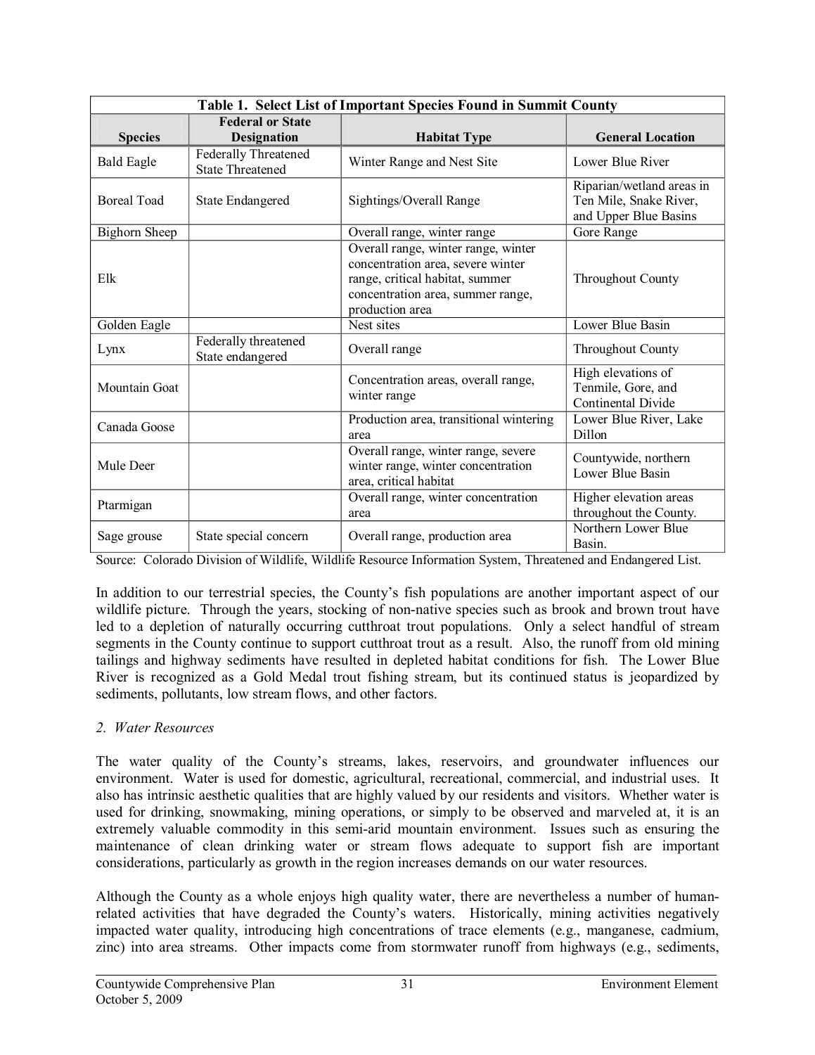**Table 1. Select List of Important Species Found in Summit County**

| Species | Federal or State Designation | Habitat Type | General Location |
|---|---|---|---|
| Bald Eagle | Federally Threatened State Threatened | Winter Range and Nest Site | Lower Blue River |
| Boreal Toad | State Endangered | Sightings/Overall Range | Riparian/wetland areas in Ten Mile, Snake River, and Upper Blue Basins |
| Bighorn Sheep | | Overall range, winter range | Gore Range |
| Elk | | Overall range, winter range, winter concentration area, severe winter range, critical habitat, summer concentration area, summer range, production area | Throughout County |
| Golden Eagle | | Nest sites | Lower Blue Basin |
| Lynx | Federally threatened State endangered | Overall range | Throughout County |
| Mountain Goat | | Concentration areas, overall range, winter range | High elevations of Tenmile, Gore, and Continental Divide |
| Canada Goose | | Production area, transitional wintering area | Lower Blue River, Lake Dillon |
| Mule Deer | | Overall range, winter range, severe winter range, winter concentration area, critical habitat | Countywide, northern Lower Blue Basin |
| Ptarmigan | | Overall range, winter concentration area | Higher elevation areas throughout the County. |
| Sage grouse | State special concern | Overall range, production area | Northern Lower Blue Basin. |

Source: Colorado Division of Wildlife, Wildlife Resource Information System, Threatened and Endangered List.

In addition to our terrestrial species, the County's fish populations are another important aspect of our wildlife picture. Through the years, stocking of non-native species such as brook and brown trout have led to a depletion of naturally occurring cutthroat trout populations. Only a select handful of stream segments in the County continue to support cutthroat trout as a result. Also, the runoff from old mining tailings and highway sediments have resulted in depleted habitat conditions for fish. The Lower Blue River is recognized as a Gold Medal trout fishing stream, but its continued status is jeopardized by sediments, pollutants, low stream flows, and other factors.

### *2. Water Resources*

The water quality of the County's streams, lakes, reservoirs, and groundwater influences our environment. Water is used for domestic, agricultural, recreational, commercial, and industrial uses. It also has intrinsic aesthetic qualities that are highly valued by our residents and visitors. Whether water is used for drinking, snowmaking, mining operations, or simply to be observed and marveled at, it is an extremely valuable commodity in this semi-arid mountain environment. Issues such as ensuring the maintenance of clean drinking water or stream flows adequate to support fish are important considerations, particularly as growth in the region increases demands on our water resources.

Although the County as a whole enjoys high quality water, there are nevertheless a number of human-related activities that have degraded the County's waters. Historically, mining activities negatively impacted water quality, introducing high concentrations of trace elements (e.g., manganese, cadmium, zinc) into area streams. Other impacts come from stormwater runoff from highways (e.g., sediments,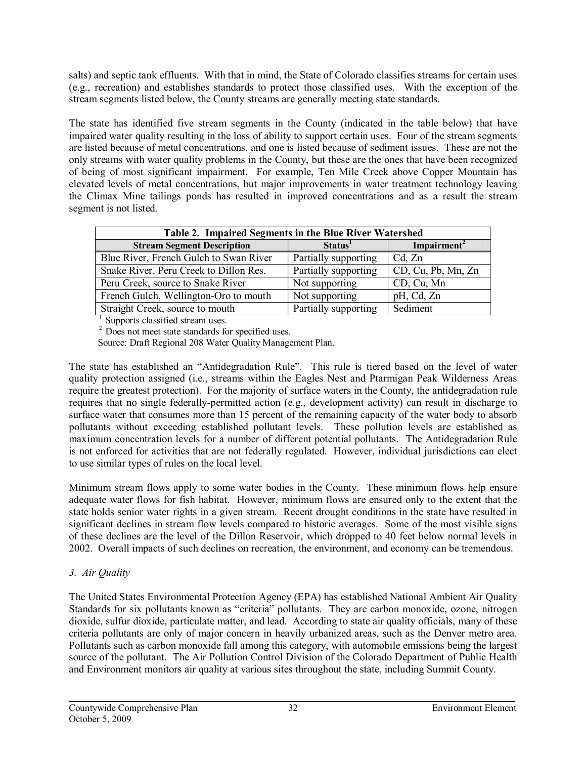salts) and septic tank effluents. With that in mind, the State of Colorado classifies streams for certain uses (e.g., recreation) and establishes standards to protect those classified uses. With the exception of the stream segments listed below, the County streams are generally meeting state standards.

The state has identified five stream segments in the County (indicated in the table below) that have impaired water quality resulting in the loss of ability to support certain uses. Four of the stream segments are listed because of metal concentrations, and one is listed because of sediment issues. These are not the only streams with water quality problems in the County, but these are the ones that have been recognized of being of most significant impairment. For example, Ten Mile Creek above Copper Mountain has elevated levels of metal concentrations, but major improvements in water treatment technology leaving the Climax Mine tailings ponds has resulted in improved concentrations and as a result the stream segment is not listed.

**Table 2. Impaired Segments in the Blue River Watershed**

| Stream Segment Description | Status[1] | Impairment[2] |
|---|---|---|
| Blue River, French Gulch to Swan River | Partially supporting | Cd, Zn |
| Snake River, Peru Creek to Dillon Res. | Partially supporting | CD, Cu, Pb, Mn, Zn |
| Peru Creek, source to Snake River | Not supporting | CD, Cu, Mn |
| French Gulch, Wellington-Oro to mouth | Not supporting | pH, Cd, Zn |
| Straight Creek, source to mouth | Partially supporting | Sediment |

[1] Supports classified stream uses.

[2] Does not meet state standards for specified uses.

Source: Draft Regional 208 Water Quality Management Plan.

The state has established an "Antidegradation Rule". This rule is tiered based on the level of water quality protection assigned (i.e., streams within the Eagles Nest and Ptarmigan Peak Wilderness Areas require the greatest protection). For the majority of surface waters in the County, the antidegradation rule requires that no single federally-permitted action (e.g., development activity) can result in discharge to surface water that consumes more than 15 percent of the remaining capacity of the water body to absorb pollutants without exceeding established pollutant levels. These pollution levels are established as maximum concentration levels for a number of different potential pollutants. The Antidegradation Rule is not enforced for activities that are not federally regulated. However, individual jurisdictions can elect to use similar types of rules on the local level.

Minimum stream flows apply to some water bodies in the County. These minimum flows help ensure adequate water flows for fish habitat. However, minimum flows are ensured only to the extent that the state holds senior water rights in a given stream. Recent drought conditions in the state have resulted in significant declines in stream flow levels compared to historic averages. Some of the most visible signs of these declines are the level of the Dillon Reservoir, which dropped to 40 feet below normal levels in 2002. Overall impacts of such declines on recreation, the environment, and economy can be tremendous.

### *3. Air Quality*

The United States Environmental Protection Agency (EPA) has established National Ambient Air Quality Standards for six pollutants known as "criteria" pollutants. They are carbon monoxide, ozone, nitrogen dioxide, sulfur dioxide, particulate matter, and lead. According to state air quality officials, many of these criteria pollutants are only of major concern in heavily urbanized areas, such as the Denver metro area. Pollutants such as carbon monoxide fall among this category, with automobile emissions being the largest source of the pollutant. The Air Pollution Control Division of the Colorado Department of Public Health and Environment monitors air quality at various sites throughout the state, including Summit County.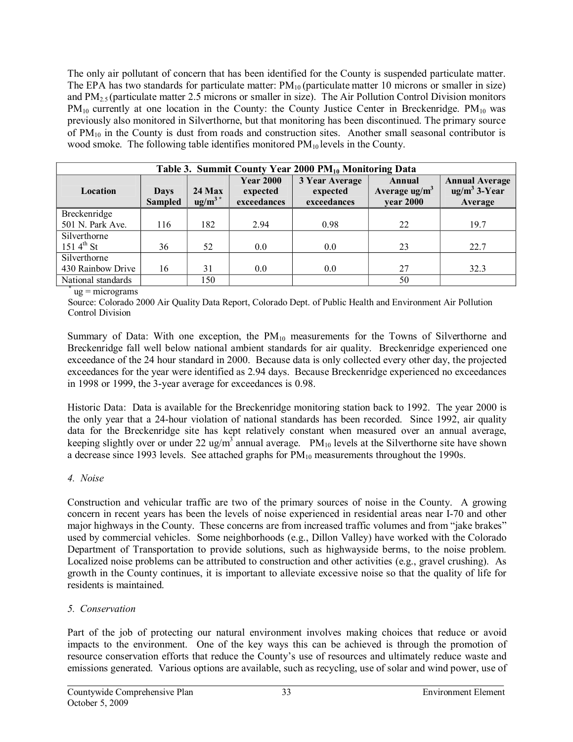The only air pollutant of concern that has been identified for the County is suspended particulate matter. The EPA has two standards for particulate matter: $PM_{10}$ (particulate matter 10 microns or smaller in size) and $PM_{2.5}$ (particulate matter 2.5 microns or smaller in size). The Air Pollution Control Division monitors $PM_{10}$ currently at one location in the County: the County Justice Center in Breckenridge. $PM_{10}$ was previously also monitored in Silverthorne, but that monitoring has been discontinued. The primary source of $PM_{10}$ in the County is dust from roads and construction sites. Another small seasonal contributor is wood smoke. The following table identifies monitored $PM_{10}$ levels in the County.

**Table 3. Summit County Year 2000 $PM_{10}$ Monitoring Data**

| Location | Days Sampled | 24 Max ug/m³ * | Year 2000 expected exceedances | 3 Year Average expected exceedances | Annual Average ug/m³ year 2000 | Annual Average ug/m³ 3-Year Average |
|---|---|---|---|---|---|---|
| Breckenridge 501 N. Park Ave. | 116 | 182 | 2.94 | 0.98 | 22 | 19.7 |
| Silverthorne 151 4th St | 36 | 52 | 0.0 | 0.0 | 23 | 22.7 |
| Silverthorne 430 Rainbow Drive | 16 | 31 | 0.0 | 0.0 | 27 | 32.3 |
| National standards | | 150 | | | 50 | |

\* ug = micrograms

Source: Colorado 2000 Air Quality Data Report, Colorado Dept. of Public Health and Environment Air Pollution Control Division

Summary of Data: With one exception, the $PM_{10}$ measurements for the Towns of Silverthorne and Breckenridge fall well below national ambient standards for air quality. Breckenridge experienced one exceedance of the 24 hour standard in 2000. Because data is only collected every other day, the projected exceedances for the year were identified as 2.94 days. Because Breckenridge experienced no exceedances in 1998 or 1999, the 3-year average for exceedances is 0.98.

Historic Data: Data is available for the Breckenridge monitoring station back to 1992. The year 2000 is the only year that a 24-hour violation of national standards has been recorded. Since 1992, air quality data for the Breckenridge site has kept relatively constant when measured over an annual average, keeping slightly over or under 22 ug/m³ annual average. $PM_{10}$ levels at the Silverthorne site have shown a decrease since 1993 levels. See attached graphs for $PM_{10}$ measurements throughout the 1990s.

*4. Noise*

Construction and vehicular traffic are two of the primary sources of noise in the County. A growing concern in recent years has been the levels of noise experienced in residential areas near I-70 and other major highways in the County. These concerns are from increased traffic volumes and from "jake brakes" used by commercial vehicles. Some neighborhoods (e.g., Dillon Valley) have worked with the Colorado Department of Transportation to provide solutions, such as highwayside berms, to the noise problem. Localized noise problems can be attributed to construction and other activities (e.g., gravel crushing). As growth in the County continues, it is important to alleviate excessive noise so that the quality of life for residents is maintained.

*5. Conservation*

Part of the job of protecting our natural environment involves making choices that reduce or avoid impacts to the environment. One of the key ways this can be achieved is through the promotion of resource conservation efforts that reduce the County's use of resources and ultimately reduce waste and emissions generated. Various options are available, such as recycling, use of solar and wind power, use of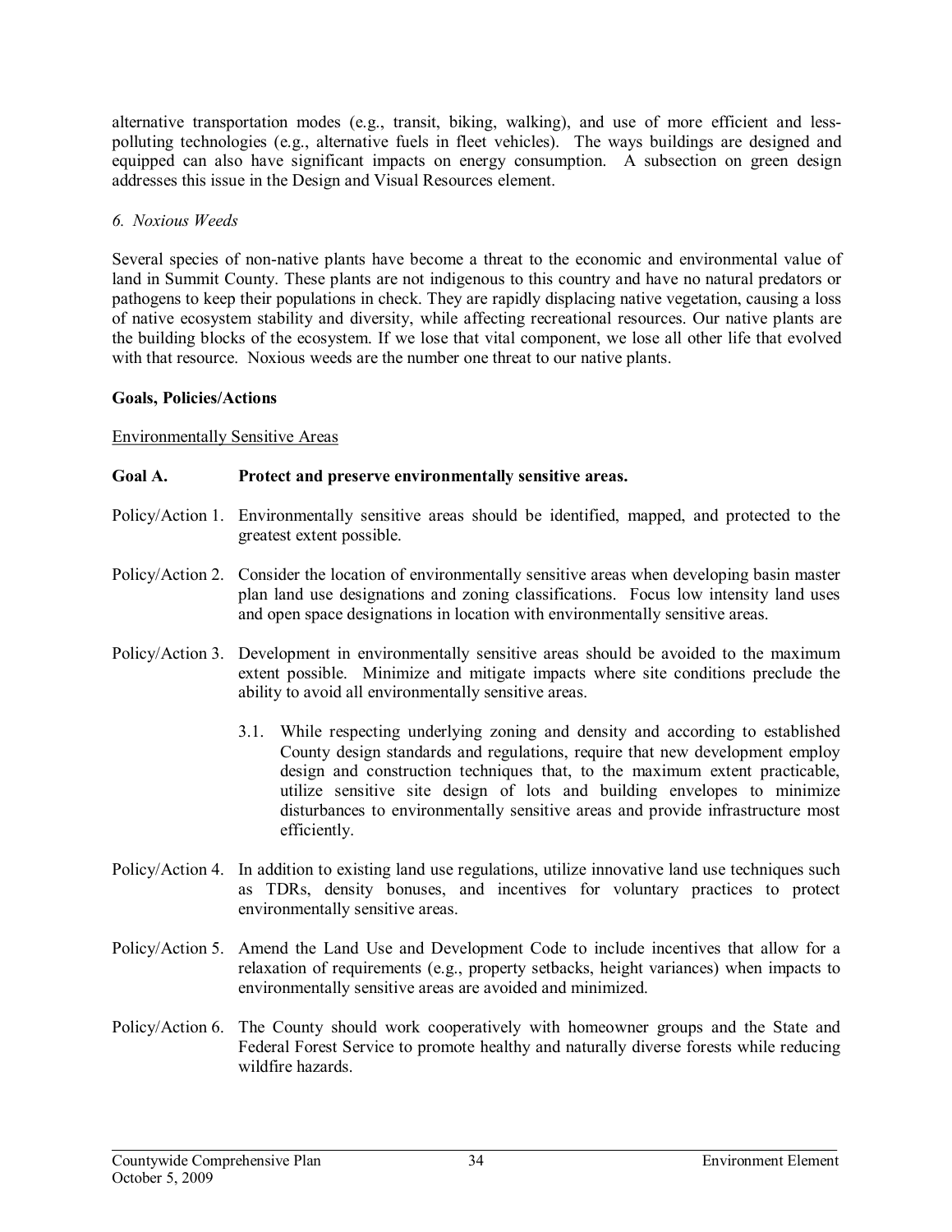alternative transportation modes (e.g., transit, biking, walking), and use of more efficient and less-polluting technologies (e.g., alternative fuels in fleet vehicles). The ways buildings are designed and equipped can also have significant impacts on energy consumption. A subsection on green design addresses this issue in the Design and Visual Resources element.

*6. Noxious Weeds*

Several species of non-native plants have become a threat to the economic and environmental value of land in Summit County. These plants are not indigenous to this country and have no natural predators or pathogens to keep their populations in check. They are rapidly displacing native vegetation, causing a loss of native ecosystem stability and diversity, while affecting recreational resources. Our native plants are the building blocks of the ecosystem. If we lose that vital component, we lose all other life that evolved with that resource. Noxious weeds are the number one threat to our native plants.

**Goals, Policies/Actions**

<u>Environmentally Sensitive Areas</u>

**Goal A. Protect and preserve environmentally sensitive areas.**

Policy/Action 1. Environmentally sensitive areas should be identified, mapped, and protected to the greatest extent possible.

Policy/Action 2. Consider the location of environmentally sensitive areas when developing basin master plan land use designations and zoning classifications. Focus low intensity land uses and open space designations in location with environmentally sensitive areas.

Policy/Action 3. Development in environmentally sensitive areas should be avoided to the maximum extent possible. Minimize and mitigate impacts where site conditions preclude the ability to avoid all environmentally sensitive areas.

3.1. While respecting underlying zoning and density and according to established County design standards and regulations, require that new development employ design and construction techniques that, to the maximum extent practicable, utilize sensitive site design of lots and building envelopes to minimize disturbances to environmentally sensitive areas and provide infrastructure most efficiently.

Policy/Action 4. In addition to existing land use regulations, utilize innovative land use techniques such as TDRs, density bonuses, and incentives for voluntary practices to protect environmentally sensitive areas.

Policy/Action 5. Amend the Land Use and Development Code to include incentives that allow for a relaxation of requirements (e.g., property setbacks, height variances) when impacts to environmentally sensitive areas are avoided and minimized.

Policy/Action 6. The County should work cooperatively with homeowner groups and the State and Federal Forest Service to promote healthy and naturally diverse forests while reducing wildfire hazards.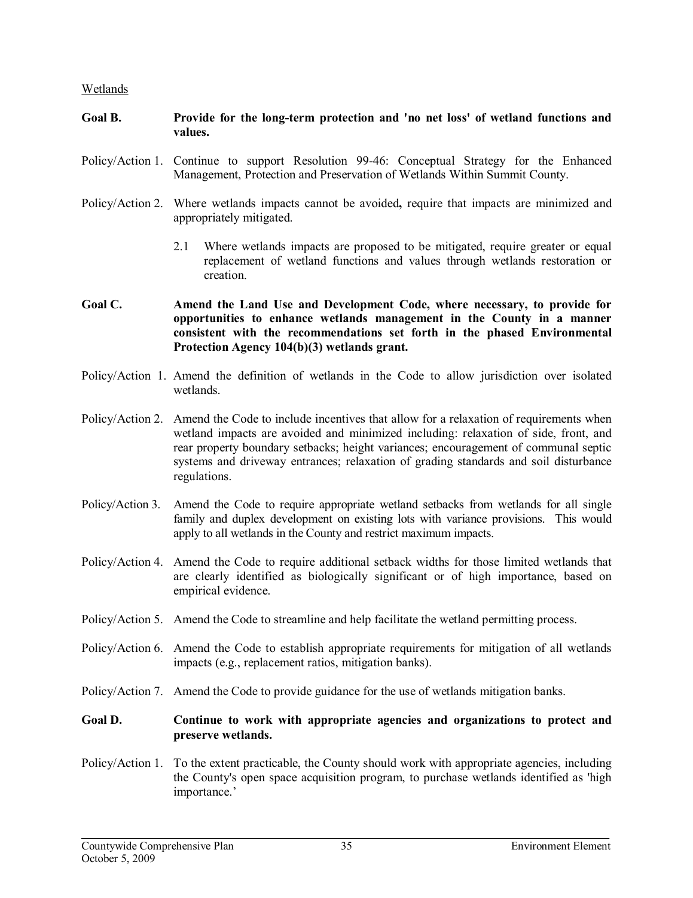<u>Wetlands</u>

**Goal B. Provide for the long-term protection and 'no net loss' of wetland functions and values.**

Policy/Action 1. Continue to support Resolution 99-46: Conceptual Strategy for the Enhanced Management, Protection and Preservation of Wetlands Within Summit County.

Policy/Action 2. Where wetlands impacts cannot be avoided**,** require that impacts are minimized and appropriately mitigated.

2.1 Where wetlands impacts are proposed to be mitigated, require greater or equal replacement of wetland functions and values through wetlands restoration or creation.

**Goal C. Amend the Land Use and Development Code, where necessary, to provide for opportunities to enhance wetlands management in the County in a manner consistent with the recommendations set forth in the phased Environmental Protection Agency 104(b)(3) wetlands grant.**

Policy/Action 1. Amend the definition of wetlands in the Code to allow jurisdiction over isolated wetlands.

Policy/Action 2. Amend the Code to include incentives that allow for a relaxation of requirements when wetland impacts are avoided and minimized including: relaxation of side, front, and rear property boundary setbacks; height variances; encouragement of communal septic systems and driveway entrances; relaxation of grading standards and soil disturbance regulations.

Policy/Action 3. Amend the Code to require appropriate wetland setbacks from wetlands for all single family and duplex development on existing lots with variance provisions. This would apply to all wetlands in the County and restrict maximum impacts.

Policy/Action 4. Amend the Code to require additional setback widths for those limited wetlands that are clearly identified as biologically significant or of high importance, based on empirical evidence.

Policy/Action 5. Amend the Code to streamline and help facilitate the wetland permitting process.

Policy/Action 6. Amend the Code to establish appropriate requirements for mitigation of all wetlands impacts (e.g., replacement ratios, mitigation banks).

Policy/Action 7. Amend the Code to provide guidance for the use of wetlands mitigation banks.

**Goal D. Continue to work with appropriate agencies and organizations to protect and preserve wetlands.**

Policy/Action 1. To the extent practicable, the County should work with appropriate agencies, including the County's open space acquisition program, to purchase wetlands identified as 'high importance.'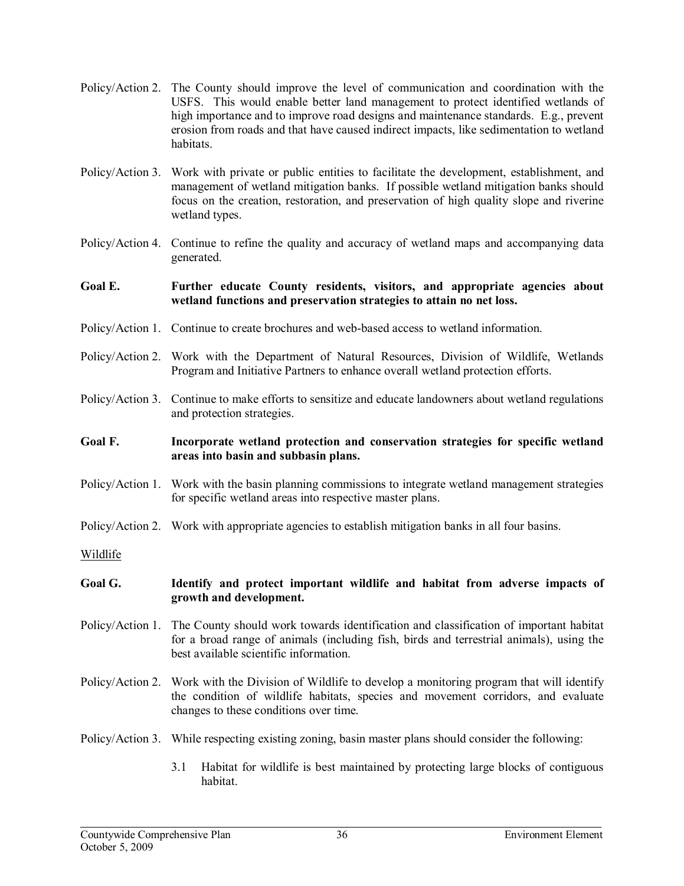Policy/Action 2. The County should improve the level of communication and coordination with the USFS. This would enable better land management to protect identified wetlands of high importance and to improve road designs and maintenance standards. E.g., prevent erosion from roads and that have caused indirect impacts, like sedimentation to wetland habitats.

Policy/Action 3. Work with private or public entities to facilitate the development, establishment, and management of wetland mitigation banks. If possible wetland mitigation banks should focus on the creation, restoration, and preservation of high quality slope and riverine wetland types.

Policy/Action 4. Continue to refine the quality and accuracy of wetland maps and accompanying data generated.

**Goal E. Further educate County residents, visitors, and appropriate agencies about wetland functions and preservation strategies to attain no net loss.**

Policy/Action 1. Continue to create brochures and web-based access to wetland information.

Policy/Action 2. Work with the Department of Natural Resources, Division of Wildlife, Wetlands Program and Initiative Partners to enhance overall wetland protection efforts.

Policy/Action 3. Continue to make efforts to sensitize and educate landowners about wetland regulations and protection strategies.

**Goal F. Incorporate wetland protection and conservation strategies for specific wetland areas into basin and subbasin plans.**

Policy/Action 1. Work with the basin planning commissions to integrate wetland management strategies for specific wetland areas into respective master plans.

Policy/Action 2. Work with appropriate agencies to establish mitigation banks in all four basins.

<u>Wildlife</u>

**Goal G. Identify and protect important wildlife and habitat from adverse impacts of growth and development.**

Policy/Action 1. The County should work towards identification and classification of important habitat for a broad range of animals (including fish, birds and terrestrial animals), using the best available scientific information.

Policy/Action 2. Work with the Division of Wildlife to develop a monitoring program that will identify the condition of wildlife habitats, species and movement corridors, and evaluate changes to these conditions over time.

Policy/Action 3. While respecting existing zoning, basin master plans should consider the following:

3.1 Habitat for wildlife is best maintained by protecting large blocks of contiguous habitat.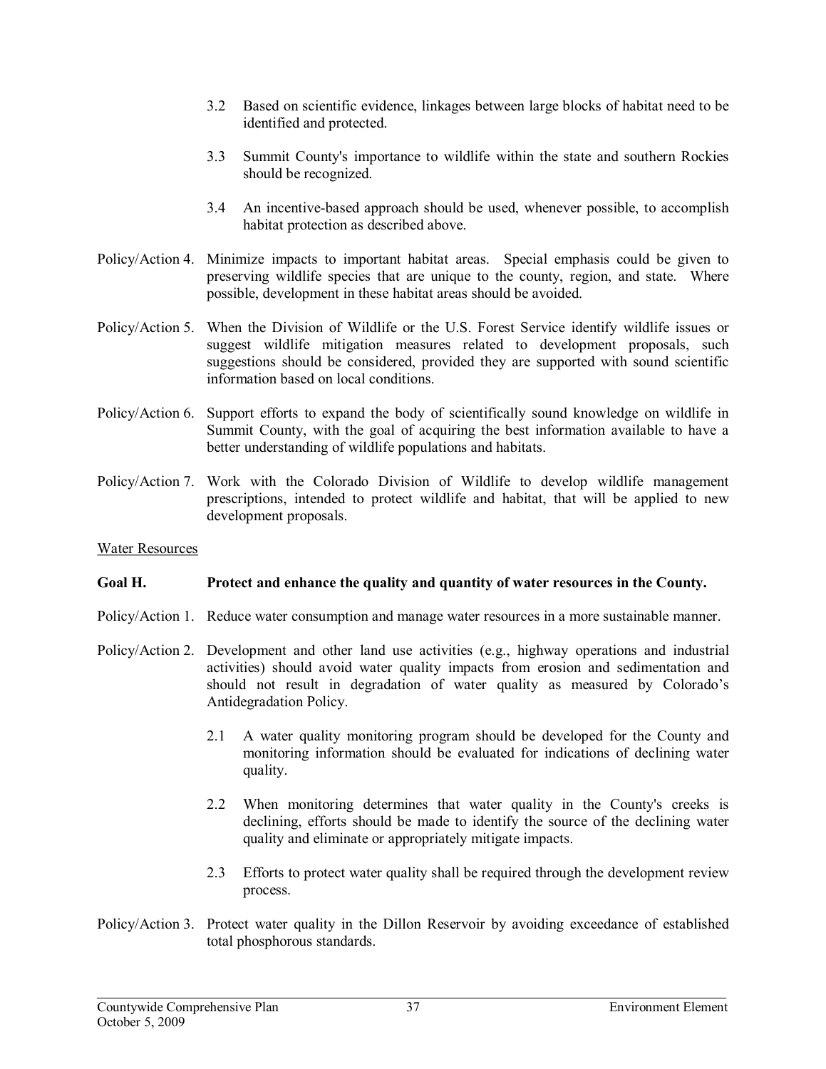3.2 Based on scientific evidence, linkages between large blocks of habitat need to be identified and protected.

3.3 Summit County's importance to wildlife within the state and southern Rockies should be recognized.

3.4 An incentive-based approach should be used, whenever possible, to accomplish habitat protection as described above.

Policy/Action 4. Minimize impacts to important habitat areas. Special emphasis could be given to preserving wildlife species that are unique to the county, region, and state. Where possible, development in these habitat areas should be avoided.

Policy/Action 5. When the Division of Wildlife or the U.S. Forest Service identify wildlife issues or suggest wildlife mitigation measures related to development proposals, such suggestions should be considered, provided they are supported with sound scientific information based on local conditions.

Policy/Action 6. Support efforts to expand the body of scientifically sound knowledge on wildlife in Summit County, with the goal of acquiring the best information available to have a better understanding of wildlife populations and habitats.

Policy/Action 7. Work with the Colorado Division of Wildlife to develop wildlife management prescriptions, intended to protect wildlife and habitat, that will be applied to new development proposals.

Water Resources

**Goal H. Protect and enhance the quality and quantity of water resources in the County.**

Policy/Action 1. Reduce water consumption and manage water resources in a more sustainable manner.

Policy/Action 2. Development and other land use activities (e.g., highway operations and industrial activities) should avoid water quality impacts from erosion and sedimentation and should not result in degradation of water quality as measured by Colorado's Antidegradation Policy.

2.1 A water quality monitoring program should be developed for the County and monitoring information should be evaluated for indications of declining water quality.

2.2 When monitoring determines that water quality in the County's creeks is declining, efforts should be made to identify the source of the declining water quality and eliminate or appropriately mitigate impacts.

2.3 Efforts to protect water quality shall be required through the development review process.

Policy/Action 3. Protect water quality in the Dillon Reservoir by avoiding exceedance of established total phosphorous standards.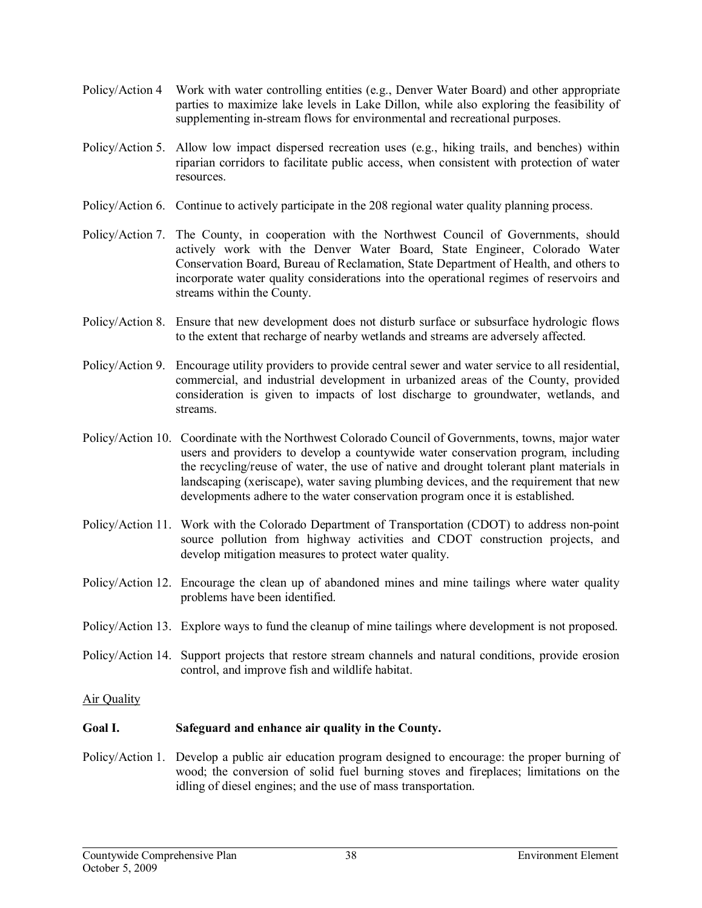Policy/Action 4 Work with water controlling entities (e.g., Denver Water Board) and other appropriate parties to maximize lake levels in Lake Dillon, while also exploring the feasibility of supplementing in-stream flows for environmental and recreational purposes.

Policy/Action 5. Allow low impact dispersed recreation uses (e.g., hiking trails, and benches) within riparian corridors to facilitate public access, when consistent with protection of water resources.

Policy/Action 6. Continue to actively participate in the 208 regional water quality planning process.

Policy/Action 7. The County, in cooperation with the Northwest Council of Governments, should actively work with the Denver Water Board, State Engineer, Colorado Water Conservation Board, Bureau of Reclamation, State Department of Health, and others to incorporate water quality considerations into the operational regimes of reservoirs and streams within the County.

Policy/Action 8. Ensure that new development does not disturb surface or subsurface hydrologic flows to the extent that recharge of nearby wetlands and streams are adversely affected.

Policy/Action 9. Encourage utility providers to provide central sewer and water service to all residential, commercial, and industrial development in urbanized areas of the County, provided consideration is given to impacts of lost discharge to groundwater, wetlands, and streams.

Policy/Action 10. Coordinate with the Northwest Colorado Council of Governments, towns, major water users and providers to develop a countywide water conservation program, including the recycling/reuse of water, the use of native and drought tolerant plant materials in landscaping (xeriscape), water saving plumbing devices, and the requirement that new developments adhere to the water conservation program once it is established.

Policy/Action 11. Work with the Colorado Department of Transportation (CDOT) to address non-point source pollution from highway activities and CDOT construction projects, and develop mitigation measures to protect water quality.

Policy/Action 12. Encourage the clean up of abandoned mines and mine tailings where water quality problems have been identified.

Policy/Action 13. Explore ways to fund the cleanup of mine tailings where development is not proposed.

Policy/Action 14. Support projects that restore stream channels and natural conditions, provide erosion control, and improve fish and wildlife habitat.

<u>Air Quality</u>

**Goal I. Safeguard and enhance air quality in the County.**

Policy/Action 1. Develop a public air education program designed to encourage: the proper burning of wood; the conversion of solid fuel burning stoves and fireplaces; limitations on the idling of diesel engines; and the use of mass transportation.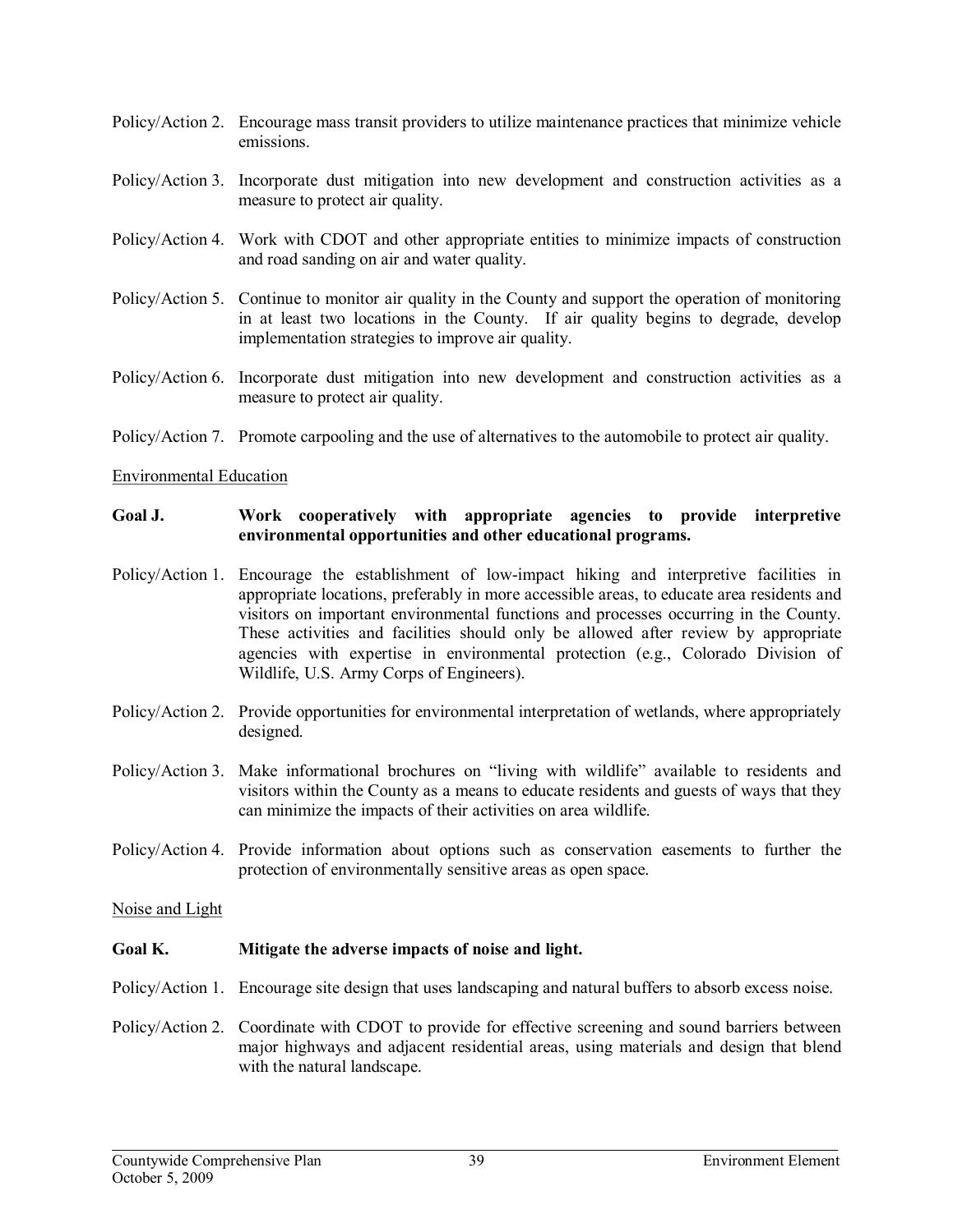Policy/Action 2. Encourage mass transit providers to utilize maintenance practices that minimize vehicle emissions.

Policy/Action 3. Incorporate dust mitigation into new development and construction activities as a measure to protect air quality.

Policy/Action 4. Work with CDOT and other appropriate entities to minimize impacts of construction and road sanding on air and water quality.

Policy/Action 5. Continue to monitor air quality in the County and support the operation of monitoring in at least two locations in the County. If air quality begins to degrade, develop implementation strategies to improve air quality.

Policy/Action 6. Incorporate dust mitigation into new development and construction activities as a measure to protect air quality.

Policy/Action 7. Promote carpooling and the use of alternatives to the automobile to protect air quality.

<u>Environmental Education</u>

**Goal J. Work cooperatively with appropriate agencies to provide interpretive environmental opportunities and other educational programs.**

Policy/Action 1. Encourage the establishment of low-impact hiking and interpretive facilities in appropriate locations, preferably in more accessible areas, to educate area residents and visitors on important environmental functions and processes occurring in the County. These activities and facilities should only be allowed after review by appropriate agencies with expertise in environmental protection (e.g., Colorado Division of Wildlife, U.S. Army Corps of Engineers).

Policy/Action 2. Provide opportunities for environmental interpretation of wetlands, where appropriately designed.

Policy/Action 3. Make informational brochures on "living with wildlife" available to residents and visitors within the County as a means to educate residents and guests of ways that they can minimize the impacts of their activities on area wildlife.

Policy/Action 4. Provide information about options such as conservation easements to further the protection of environmentally sensitive areas as open space.

<u>Noise and Light</u>

**Goal K. Mitigate the adverse impacts of noise and light.**

Policy/Action 1. Encourage site design that uses landscaping and natural buffers to absorb excess noise.

Policy/Action 2. Coordinate with CDOT to provide for effective screening and sound barriers between major highways and adjacent residential areas, using materials and design that blend with the natural landscape.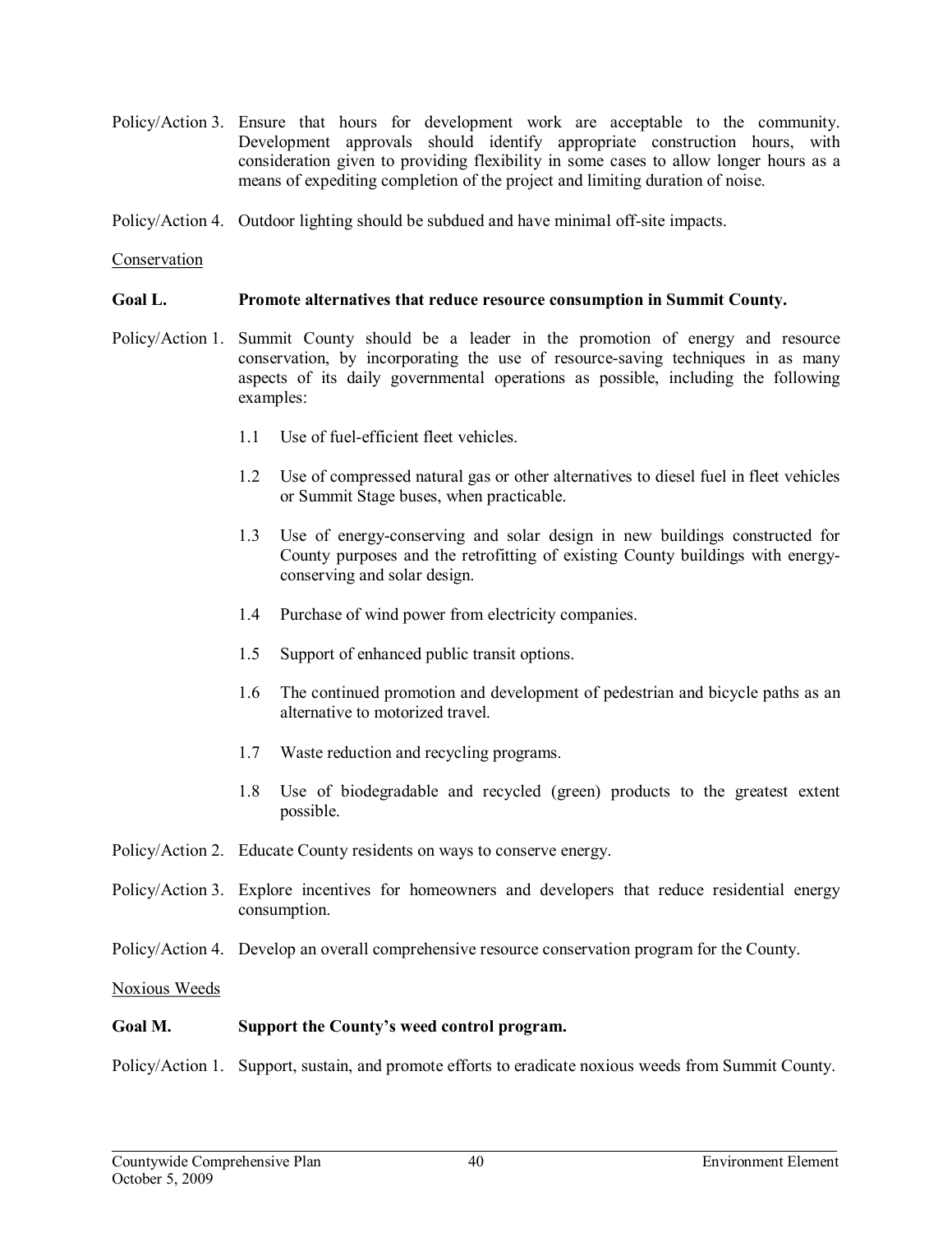Policy/Action 3. Ensure that hours for development work are acceptable to the community. Development approvals should identify appropriate construction hours, with consideration given to providing flexibility in some cases to allow longer hours as a means of expediting completion of the project and limiting duration of noise.

Policy/Action 4. Outdoor lighting should be subdued and have minimal off-site impacts.

<u>Conservation</u>

**Goal L. Promote alternatives that reduce resource consumption in Summit County.**

Policy/Action 1. Summit County should be a leader in the promotion of energy and resource conservation, by incorporating the use of resource-saving techniques in as many aspects of its daily governmental operations as possible, including the following examples:

- 1.1 Use of fuel-efficient fleet vehicles.
- 1.2 Use of compressed natural gas or other alternatives to diesel fuel in fleet vehicles or Summit Stage buses, when practicable.
- 1.3 Use of energy-conserving and solar design in new buildings constructed for County purposes and the retrofitting of existing County buildings with energy-conserving and solar design.
- 1.4 Purchase of wind power from electricity companies.
- 1.5 Support of enhanced public transit options.
- 1.6 The continued promotion and development of pedestrian and bicycle paths as an alternative to motorized travel.
- 1.7 Waste reduction and recycling programs.
- 1.8 Use of biodegradable and recycled (green) products to the greatest extent possible.

Policy/Action 2. Educate County residents on ways to conserve energy.

Policy/Action 3. Explore incentives for homeowners and developers that reduce residential energy consumption.

Policy/Action 4. Develop an overall comprehensive resource conservation program for the County.

<u>Noxious Weeds</u>

**Goal M. Support the County's weed control program.**

Policy/Action 1. Support, sustain, and promote efforts to eradicate noxious weeds from Summit County.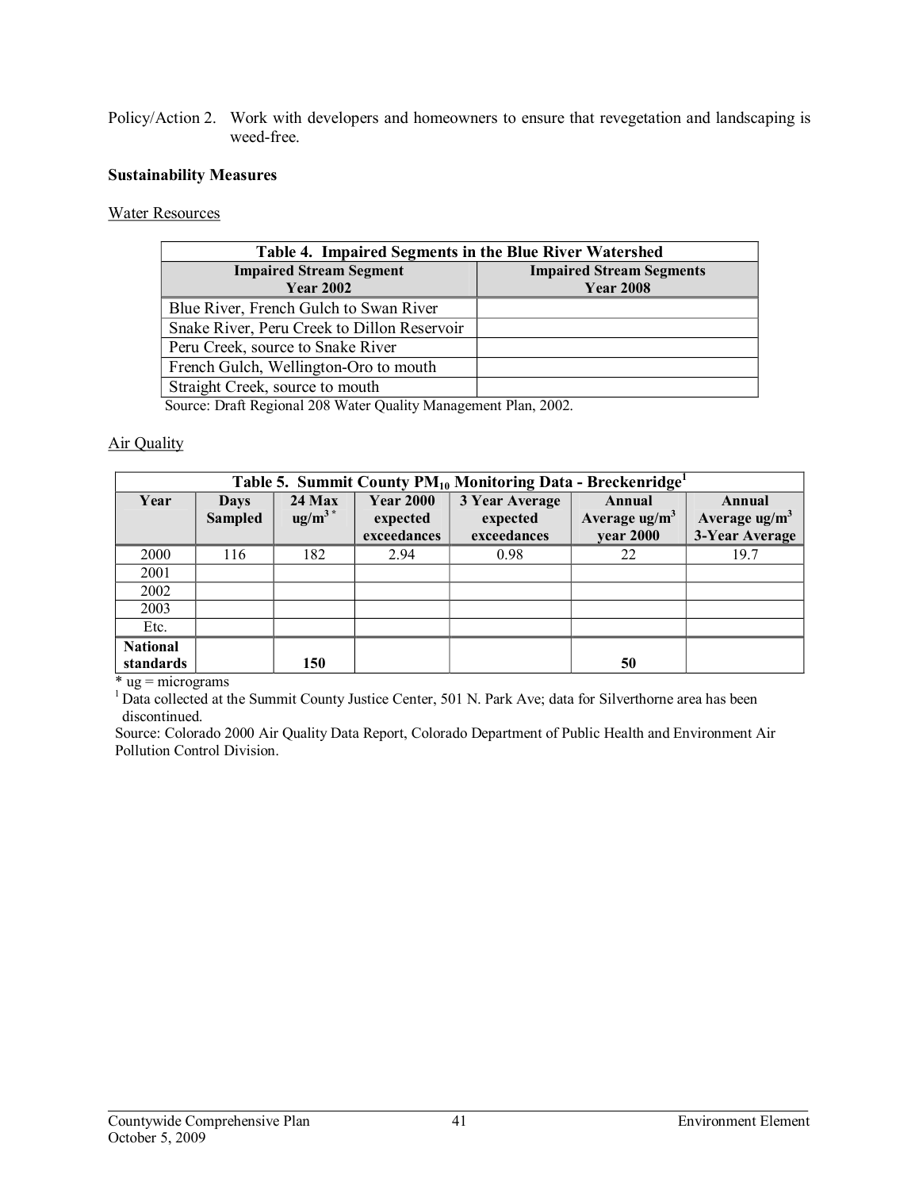Policy/Action 2. Work with developers and homeowners to ensure that revegetation and landscaping is weed-free.

**Sustainability Measures**

Water Resources

| Table 4. Impaired Segments in the Blue River Watershed | |
|---|---|
| **Impaired Stream Segment Year 2002** | **Impaired Stream Segments Year 2008** |
| Blue River, French Gulch to Swan River | |
| Snake River, Peru Creek to Dillon Reservoir | |
| Peru Creek, source to Snake River | |
| French Gulch, Wellington-Oro to mouth | |
| Straight Creek, source to mouth | |

Source: Draft Regional 208 Water Quality Management Plan, 2002.

Air Quality

| Table 5. Summit County $PM_{10}$ Monitoring Data - Breckenridge[1] | | | | | | |
|---|---|---|---|---|---|---|
| **Year** | **Days Sampled** | **24 Max ug/m$^3$ *** | **Year 2000 expected exceedances** | **3 Year Average expected exceedances** | **Annual Average ug/m$^3$ year 2000** | **Annual Average ug/m$^3$ 3-Year Average** |
| 2000 | 116 | 182 | 2.94 | 0.98 | 22 | 19.7 |
| 2001 | | | | | | |
| 2002 | | | | | | |
| 2003 | | | | | | |
| Etc. | | | | | | |
| **National standards** | | **150** | | | **50** | |

\* ug = micrograms

[1] Data collected at the Summit County Justice Center, 501 N. Park Ave; data for Silverthorne area has been discontinued.

Source: Colorado 2000 Air Quality Data Report, Colorado Department of Public Health and Environment Air Pollution Control Division.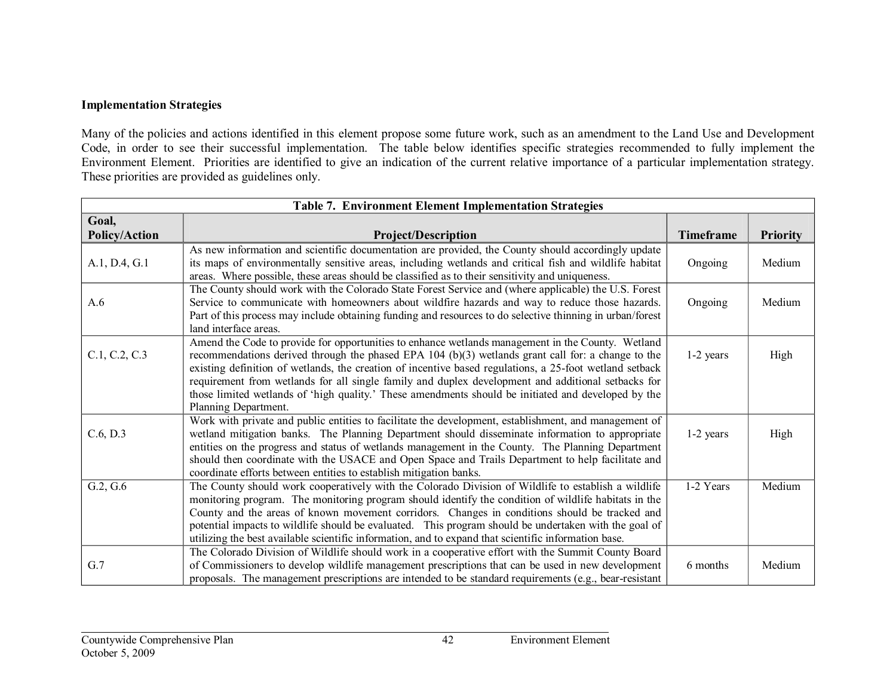**Implementation Strategies**

Many of the policies and actions identified in this element propose some future work, such as an amendment to the Land Use and Development Code, in order to see their successful implementation. The table below identifies specific strategies recommended to fully implement the Environment Element. Priorities are identified to give an indication of the current relative importance of a particular implementation strategy. These priorities are provided as guidelines only.

| Table 7. Environment Element Implementation Strategies | | | |
|---|---|---|---|
| **Goal, Policy/Action** | **Project/Description** | **Timeframe** | **Priority** |
| A.1, D.4, G.1 | As new information and scientific documentation are provided, the County should accordingly update its maps of environmentally sensitive areas, including wetlands and critical fish and wildlife habitat areas. Where possible, these areas should be classified as to their sensitivity and uniqueness. | Ongoing | Medium |
| A.6 | The County should work with the Colorado State Forest Service and (where applicable) the U.S. Forest Service to communicate with homeowners about wildfire hazards and way to reduce those hazards. Part of this process may include obtaining funding and resources to do selective thinning in urban/forest land interface areas. | Ongoing | Medium |
| C.1, C.2, C.3 | Amend the Code to provide for opportunities to enhance wetlands management in the County. Wetland recommendations derived through the phased EPA 104 (b)(3) wetlands grant call for: a change to the existing definition of wetlands, the creation of incentive based regulations, a 25-foot wetland setback requirement from wetlands for all single family and duplex development and additional setbacks for those limited wetlands of 'high quality.' These amendments should be initiated and developed by the Planning Department. | 1-2 years | High |
| C.6, D.3 | Work with private and public entities to facilitate the development, establishment, and management of wetland mitigation banks. The Planning Department should disseminate information to appropriate entities on the progress and status of wetlands management in the County. The Planning Department should then coordinate with the USACE and Open Space and Trails Department to help facilitate and coordinate efforts between entities to establish mitigation banks. | 1-2 years | High |
| G.2, G.6 | The County should work cooperatively with the Colorado Division of Wildlife to establish a wildlife monitoring program. The monitoring program should identify the condition of wildlife habitats in the County and the areas of known movement corridors. Changes in conditions should be tracked and potential impacts to wildlife should be evaluated. This program should be undertaken with the goal of utilizing the best available scientific information, and to expand that scientific information base. | 1-2 Years | Medium |
| G.7 | The Colorado Division of Wildlife should work in a cooperative effort with the Summit County Board of Commissioners to develop wildlife management prescriptions that can be used in new development proposals. The management prescriptions are intended to be standard requirements (e.g., bear-resistant | 6 months | Medium |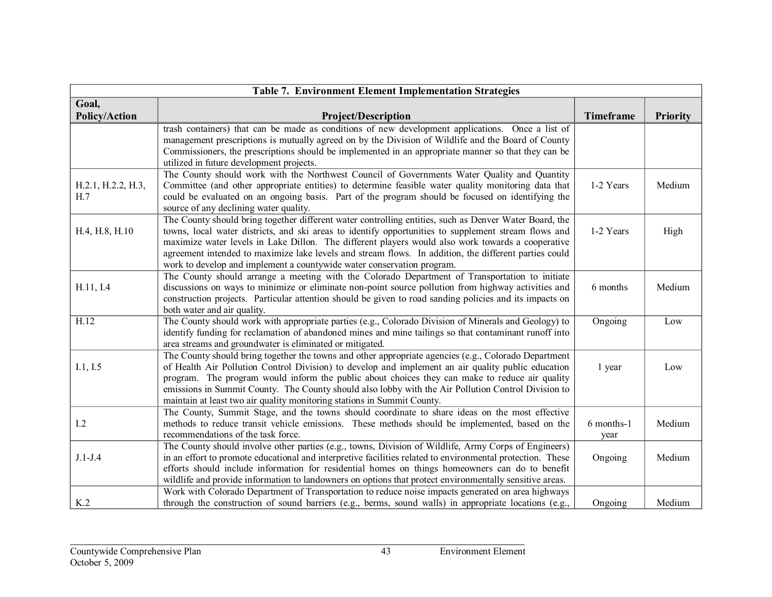| Table 7. Environment Element Implementation Strategies | | | |
|---|---|---|---|
| **Goal, Policy/Action** | **Project/Description** | **Timeframe** | **Priority** |
| | trash containers) that can be made as conditions of new development applications. Once a list of management prescriptions is mutually agreed on by the Division of Wildlife and the Board of County Commissioners, the prescriptions should be implemented in an appropriate manner so that they can be utilized in future development projects. | | |
| H.2.1, H.2.2, H.3, H.7 | The County should work with the Northwest Council of Governments Water Quality and Quantity Committee (and other appropriate entities) to determine feasible water quality monitoring data that could be evaluated on an ongoing basis. Part of the program should be focused on identifying the source of any declining water quality. | 1-2 Years | Medium |
| H.4, H.8, H.10 | The County should bring together different water controlling entities, such as Denver Water Board, the towns, local water districts, and ski areas to identify opportunities to supplement stream flows and maximize water levels in Lake Dillon. The different players would also work towards a cooperative agreement intended to maximize lake levels and stream flows. In addition, the different parties could work to develop and implement a countywide water conservation program. | 1-2 Years | High |
| H.11, I.4 | The County should arrange a meeting with the Colorado Department of Transportation to initiate discussions on ways to minimize or eliminate non-point source pollution from highway activities and construction projects. Particular attention should be given to road sanding policies and its impacts on both water and air quality. | 6 months | Medium |
| H.12 | The County should work with appropriate parties (e.g., Colorado Division of Minerals and Geology) to identify funding for reclamation of abandoned mines and mine tailings so that contaminant runoff into area streams and groundwater is eliminated or mitigated. | Ongoing | Low |
| I.1, I.5 | The County should bring together the towns and other appropriate agencies (e.g., Colorado Department of Health Air Pollution Control Division) to develop and implement an air quality public education program. The program would inform the public about choices they can make to reduce air quality emissions in Summit County. The County should also lobby with the Air Pollution Control Division to maintain at least two air quality monitoring stations in Summit County. | 1 year | Low |
| I.2 | The County, Summit Stage, and the towns should coordinate to share ideas on the most effective methods to reduce transit vehicle emissions. These methods should be implemented, based on the recommendations of the task force. | 6 months-1 year | Medium |
| J.1-J.4 | The County should involve other parties (e.g., towns, Division of Wildlife, Army Corps of Engineers) in an effort to promote educational and interpretive facilities related to environmental protection. These efforts should include information for residential homes on things homeowners can do to benefit wildlife and provide information to landowners on options that protect environmentally sensitive areas. | Ongoing | Medium |
| K.2 | Work with Colorado Department of Transportation to reduce noise impacts generated on area highways through the construction of sound barriers (e.g., berms, sound walls) in appropriate locations (e.g., | Ongoing | Medium |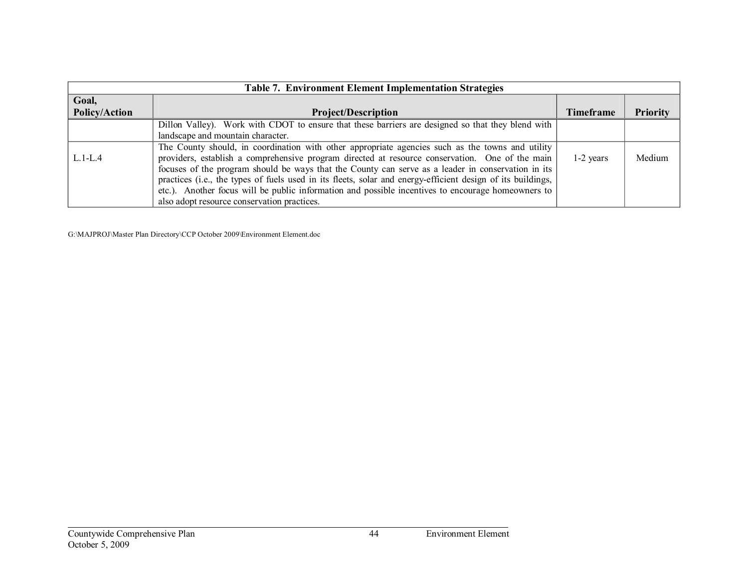| Table 7. Environment Element Implementation Strategies | | | |
|---|---|---|---|
| **Goal, Policy/Action** | **Project/Description** | **Timeframe** | **Priority** |
| | Dillon Valley). Work with CDOT to ensure that these barriers are designed so that they blend with landscape and mountain character. | | |
| L.1-L.4 | The County should, in coordination with other appropriate agencies such as the towns and utility providers, establish a comprehensive program directed at resource conservation. One of the main focuses of the program should be ways that the County can serve as a leader in conservation in its practices (i.e., the types of fuels used in its fleets, solar and energy-efficient design of its buildings, etc.). Another focus will be public information and possible incentives to encourage homeowners to also adopt resource conservation practices. | 1-2 years | Medium |

G:\MAJPROJ\Master Plan Directory\CCP October 2009\Environment Element.doc